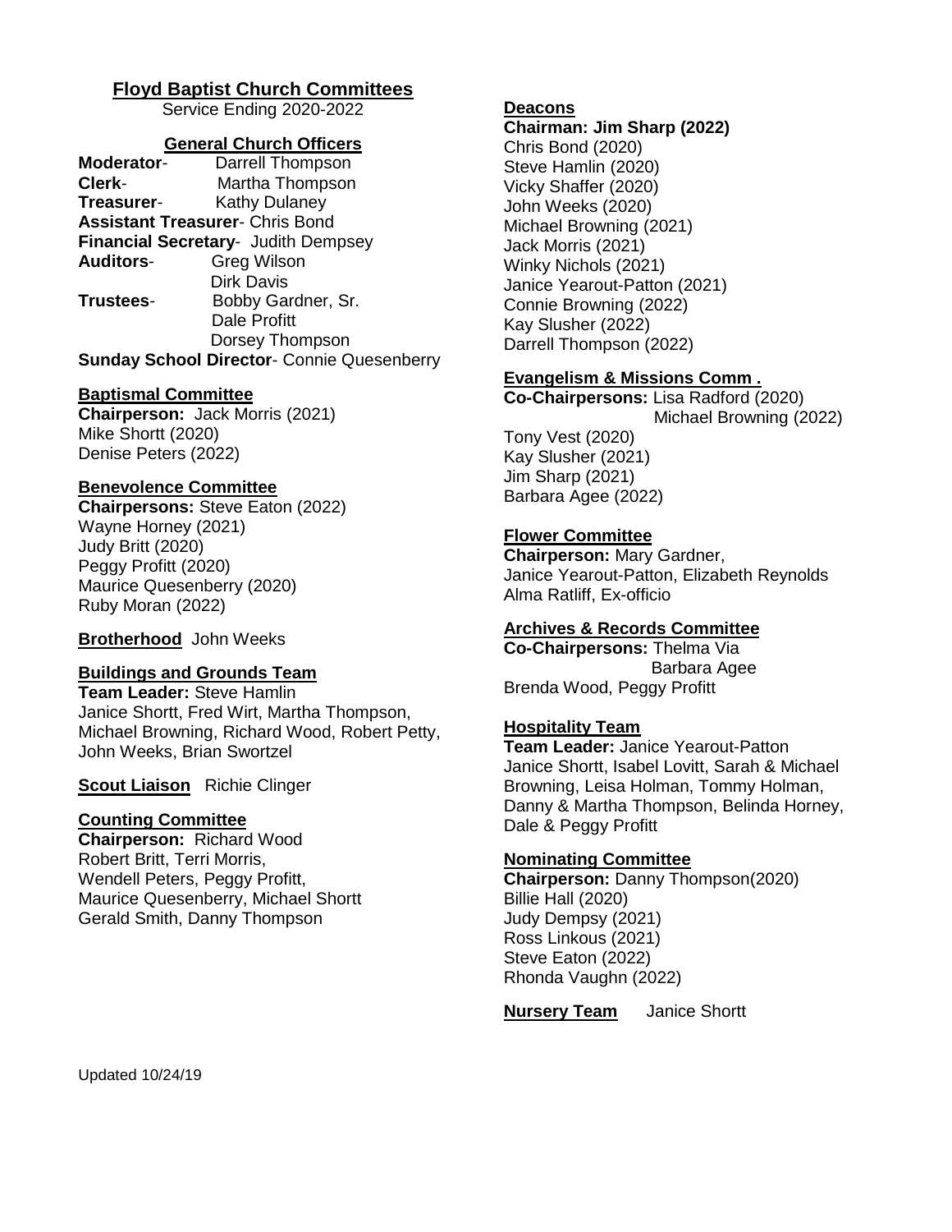# Floyd Baptist Church Committees

Service Ending 2020-2022

## General Church Officers

**Moderator**- Darrell Thompson
**Clerk**- Martha Thompson
**Treasurer**- Kathy Dulaney
**Assistant Treasurer**- Chris Bond
**Financial Secretary**- Judith Dempsey
**Auditors**- Greg Wilson
Dirk Davis
**Trustees**- Bobby Gardner, Sr.
Dale Profitt
Dorsey Thompson
**Sunday School Director**- Connie Quesenberry

## Baptismal Committee

**Chairperson:** Jack Morris (2021)
Mike Shortt (2020)
Denise Peters (2022)

## Benevolence Committee

**Chairpersons:** Steve Eaton (2022)
Wayne Horney (2021)
Judy Britt (2020)
Peggy Profitt (2020)
Maurice Quesenberry (2020)
Ruby Moran (2022)

**Brotherhood** John Weeks

## Buildings and Grounds Team

**Team Leader:** Steve Hamlin
Janice Shortt, Fred Wirt, Martha Thompson, Michael Browning, Richard Wood, Robert Petty, John Weeks, Brian Swortzel

**Scout Liaison** Richie Clinger

## Counting Committee

**Chairperson:** Richard Wood
Robert Britt, Terri Morris, Wendell Peters, Peggy Profitt, Maurice Quesenberry, Michael Shortt
Gerald Smith, Danny Thompson

## Deacons

**Chairman: Jim Sharp (2022)**
Chris Bond (2020)
Steve Hamlin (2020)
Vicky Shaffer (2020)
John Weeks (2020)
Michael Browning (2021)
Jack Morris (2021)
Winky Nichols (2021)
Janice Yearout-Patton (2021)
Connie Browning (2022)
Kay Slusher (2022)
Darrell Thompson (2022)

## Evangelism & Missions Comm .

**Co-Chairpersons:** Lisa Radford (2020)
Michael Browning (2022)
Tony Vest (2020)
Kay Slusher (2021)
Jim Sharp (2021)
Barbara Agee (2022)

## Flower Committee

**Chairperson:** Mary Gardner,
Janice Yearout-Patton, Elizabeth Reynolds
Alma Ratliff, Ex-officio

## Archives & Records Committee

**Co-Chairpersons:** Thelma Via
Barbara Agee
Brenda Wood, Peggy Profitt

## Hospitality Team

**Team Leader:** Janice Yearout-Patton
Janice Shortt, Isabel Lovitt, Sarah & Michael Browning, Leisa Holman, Tommy Holman, Danny & Martha Thompson, Belinda Horney, Dale & Peggy Profitt

## Nominating Committee

**Chairperson:** Danny Thompson(2020)
Billie Hall (2020)
Judy Dempsy (2021)
Ross Linkous (2021)
Steve Eaton (2022)
Rhonda Vaughn (2022)

**Nursery Team** Janice Shortt

Updated 10/24/19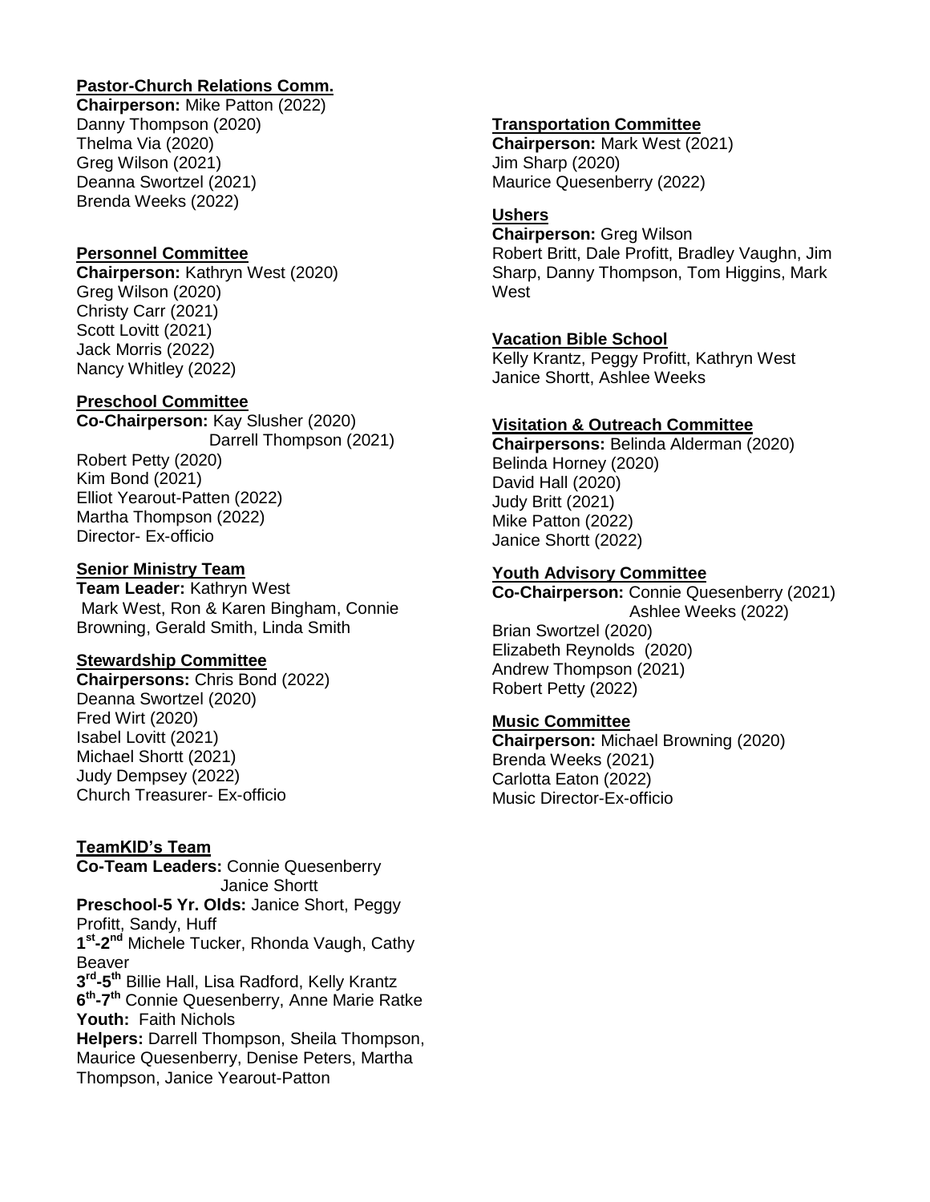**Pastor-Church Relations Comm.**

**Chairperson:** Mike Patton (2022)
Danny Thompson (2020)
Thelma Via (2020)
Greg Wilson (2021)
Deanna Swortzel (2021)
Brenda Weeks (2022)

**Personnel Committee**

**Chairperson:** Kathryn West (2020)
Greg Wilson (2020)
Christy Carr (2021)
Scott Lovitt (2021)
Jack Morris (2022)
Nancy Whitley (2022)

**Preschool Committee**

**Co-Chairperson:** Kay Slusher (2020)
Darrell Thompson (2021)
Robert Petty (2020)
Kim Bond (2021)
Elliot Yearout-Patten (2022)
Martha Thompson (2022)
Director- Ex-officio

**Senior Ministry Team**

**Team Leader:** Kathryn West
Mark West, Ron & Karen Bingham, Connie Browning, Gerald Smith, Linda Smith

**Stewardship Committee**

**Chairpersons:** Chris Bond (2022)
Deanna Swortzel (2020)
Fred Wirt (2020)
Isabel Lovitt (2021)
Michael Shortt (2021)
Judy Dempsey (2022)
Church Treasurer- Ex-officio

**TeamKID's Team**

**Co-Team Leaders:** Connie Quesenberry
Janice Shortt
**Preschool-5 Yr. Olds:** Janice Short, Peggy Profitt, Sandy, Huff
**1st-2nd** Michele Tucker, Rhonda Vaugh, Cathy Beaver
**3rd-5th** Billie Hall, Lisa Radford, Kelly Krantz
**6th-7th** Connie Quesenberry, Anne Marie Ratke
**Youth:** Faith Nichols
**Helpers:** Darrell Thompson, Sheila Thompson, Maurice Quesenberry, Denise Peters, Martha Thompson, Janice Yearout-Patton

**Transportation Committee**

**Chairperson:** Mark West (2021)
Jim Sharp (2020)
Maurice Quesenberry (2022)

**Ushers**

**Chairperson:** Greg Wilson
Robert Britt, Dale Profitt, Bradley Vaughn, Jim Sharp, Danny Thompson, Tom Higgins, Mark West

**Vacation Bible School**

Kelly Krantz, Peggy Profitt, Kathryn West
Janice Shortt, Ashlee Weeks

**Visitation & Outreach Committee**

**Chairpersons:** Belinda Alderman (2020)
Belinda Horney (2020)
David Hall (2020)
Judy Britt (2021)
Mike Patton (2022)
Janice Shortt (2022)

**Youth Advisory Committee**

**Co-Chairperson:** Connie Quesenberry (2021)
Ashlee Weeks (2022)
Brian Swortzel (2020)
Elizabeth Reynolds (2020)
Andrew Thompson (2021)
Robert Petty (2022)

**Music Committee**

**Chairperson:** Michael Browning (2020)
Brenda Weeks (2021)
Carlotta Eaton (2022)
Music Director-Ex-officio